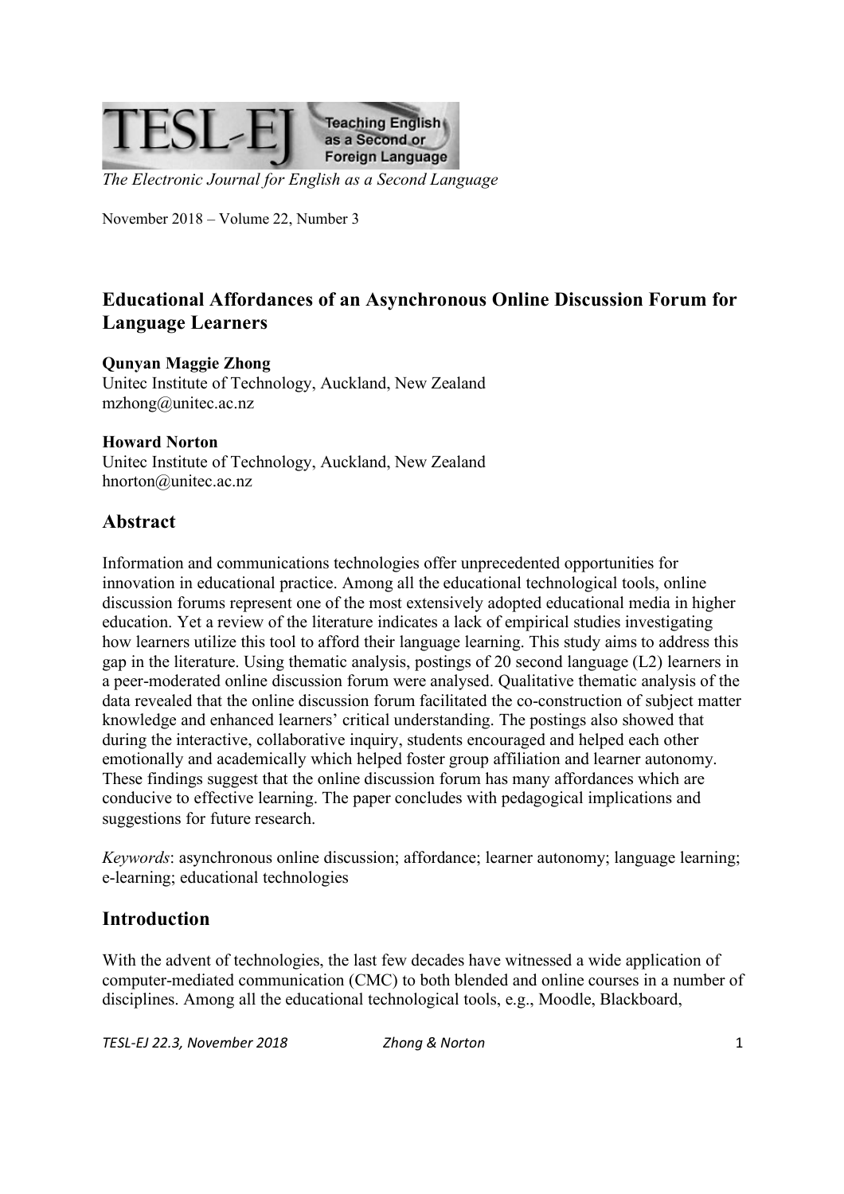*The Electronic Journal for English as a Second Language*

November 2018 – Volume 22, Number 3

# Educational Affordances of an Asynchronous Online Discussion Forum for Language Learners

**Qunyan Maggie Zhong**
Unitec Institute of Technology, Auckland, New Zealand
mzhong@unitec.ac.nz

**Howard Norton**
Unitec Institute of Technology, Auckland, New Zealand
hnorton@unitec.ac.nz

## Abstract

Information and communications technologies offer unprecedented opportunities for innovation in educational practice. Among all the educational technological tools, online discussion forums represent one of the most extensively adopted educational media in higher education. Yet a review of the literature indicates a lack of empirical studies investigating how learners utilize this tool to afford their language learning. This study aims to address this gap in the literature. Using thematic analysis, postings of 20 second language (L2) learners in a peer-moderated online discussion forum were analysed. Qualitative thematic analysis of the data revealed that the online discussion forum facilitated the co-construction of subject matter knowledge and enhanced learners' critical understanding. The postings also showed that during the interactive, collaborative inquiry, students encouraged and helped each other emotionally and academically which helped foster group affiliation and learner autonomy. These findings suggest that the online discussion forum has many affordances which are conducive to effective learning. The paper concludes with pedagogical implications and suggestions for future research.

*Keywords*: asynchronous online discussion; affordance; learner autonomy; language learning; e-learning; educational technologies

## Introduction

With the advent of technologies, the last few decades have witnessed a wide application of computer-mediated communication (CMC) to both blended and online courses in a number of disciplines. Among all the educational technological tools, e.g., Moodle, Blackboard,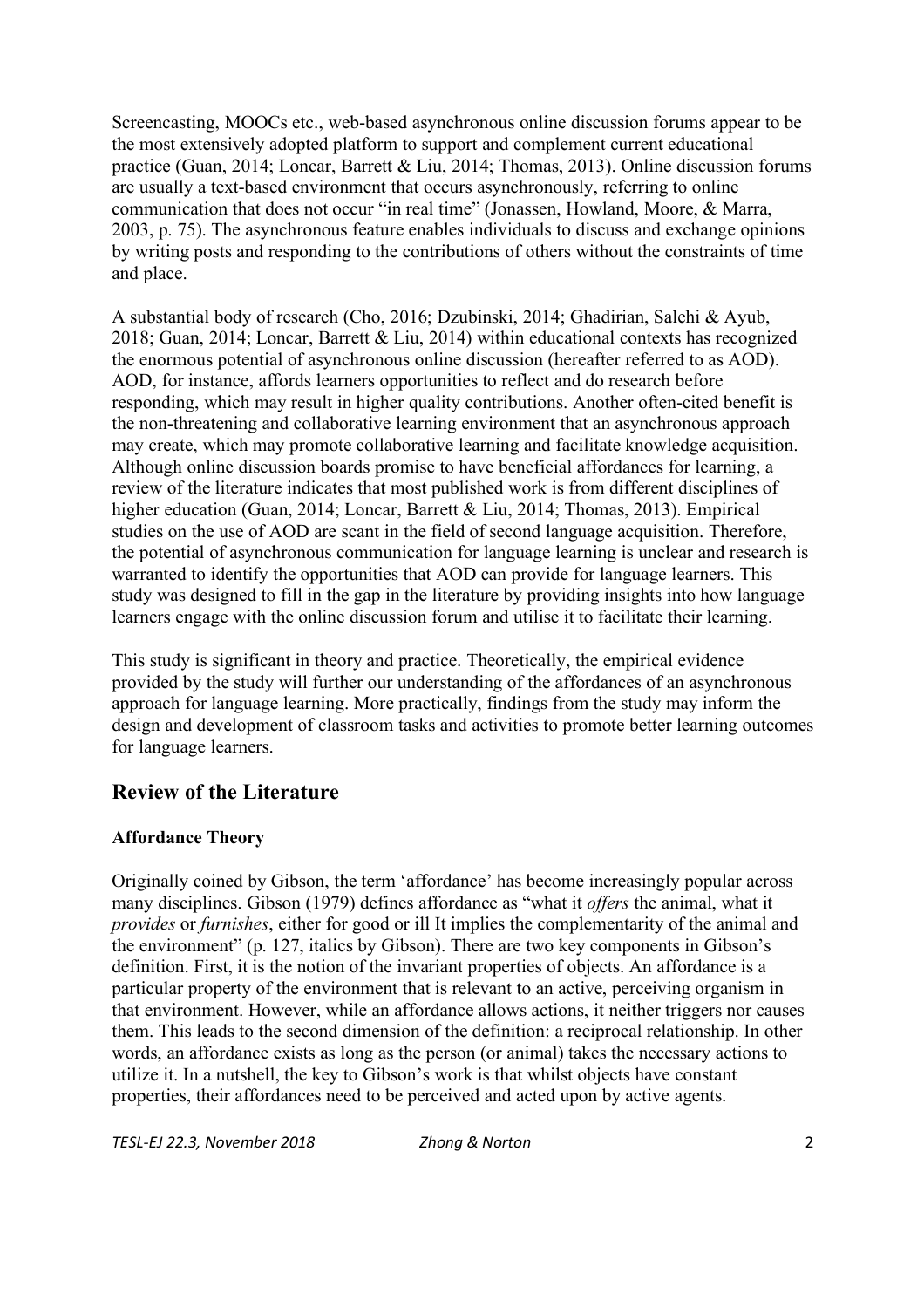Screencasting, MOOCs etc., web-based asynchronous online discussion forums appear to be the most extensively adopted platform to support and complement current educational practice (Guan, 2014; Loncar, Barrett & Liu, 2014; Thomas, 2013). Online discussion forums are usually a text-based environment that occurs asynchronously, referring to online communication that does not occur "in real time" (Jonassen, Howland, Moore, & Marra, 2003, p. 75). The asynchronous feature enables individuals to discuss and exchange opinions by writing posts and responding to the contributions of others without the constraints of time and place.

A substantial body of research (Cho, 2016; Dzubinski, 2014; Ghadirian, Salehi & Ayub, 2018; Guan, 2014; Loncar, Barrett & Liu, 2014) within educational contexts has recognized the enormous potential of asynchronous online discussion (hereafter referred to as AOD). AOD, for instance, affords learners opportunities to reflect and do research before responding, which may result in higher quality contributions. Another often-cited benefit is the non-threatening and collaborative learning environment that an asynchronous approach may create, which may promote collaborative learning and facilitate knowledge acquisition. Although online discussion boards promise to have beneficial affordances for learning, a review of the literature indicates that most published work is from different disciplines of higher education (Guan, 2014; Loncar, Barrett & Liu, 2014; Thomas, 2013). Empirical studies on the use of AOD are scant in the field of second language acquisition. Therefore, the potential of asynchronous communication for language learning is unclear and research is warranted to identify the opportunities that AOD can provide for language learners. This study was designed to fill in the gap in the literature by providing insights into how language learners engage with the online discussion forum and utilise it to facilitate their learning.

This study is significant in theory and practice. Theoretically, the empirical evidence provided by the study will further our understanding of the affordances of an asynchronous approach for language learning. More practically, findings from the study may inform the design and development of classroom tasks and activities to promote better learning outcomes for language learners.

## Review of the Literature

### Affordance Theory

Originally coined by Gibson, the term 'affordance' has become increasingly popular across many disciplines. Gibson (1979) defines affordance as "what it *offers* the animal, what it *provides* or *furnishes*, either for good or ill It implies the complementarity of the animal and the environment" (p. 127, italics by Gibson). There are two key components in Gibson's definition. First, it is the notion of the invariant properties of objects. An affordance is a particular property of the environment that is relevant to an active, perceiving organism in that environment. However, while an affordance allows actions, it neither triggers nor causes them. This leads to the second dimension of the definition: a reciprocal relationship. In other words, an affordance exists as long as the person (or animal) takes the necessary actions to utilize it. In a nutshell, the key to Gibson's work is that whilst objects have constant properties, their affordances need to be perceived and acted upon by active agents.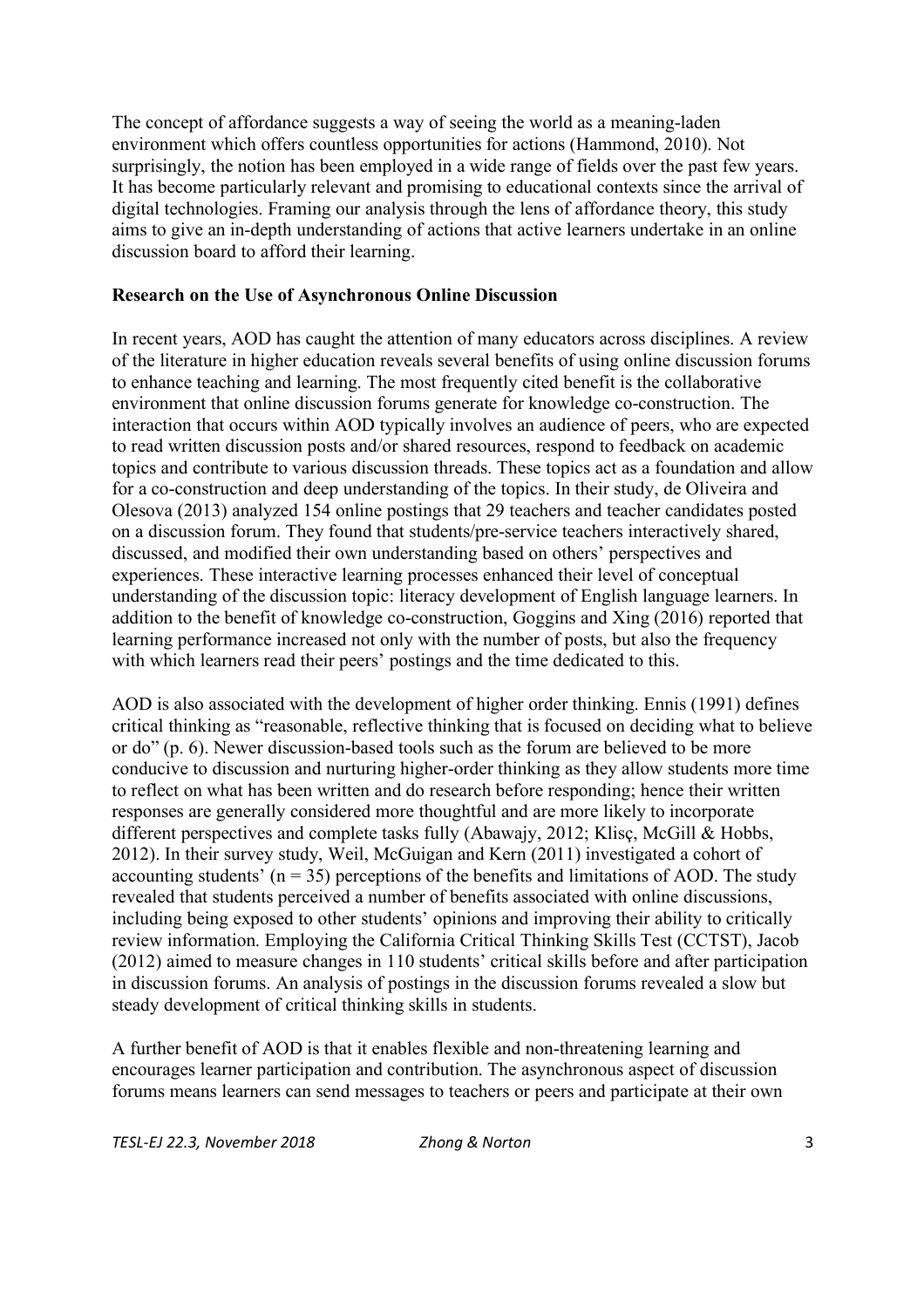The concept of affordance suggests a way of seeing the world as a meaning-laden environment which offers countless opportunities for actions (Hammond, 2010). Not surprisingly, the notion has been employed in a wide range of fields over the past few years. It has become particularly relevant and promising to educational contexts since the arrival of digital technologies. Framing our analysis through the lens of affordance theory, this study aims to give an in-depth understanding of actions that active learners undertake in an online discussion board to afford their learning.

## Research on the Use of Asynchronous Online Discussion

In recent years, AOD has caught the attention of many educators across disciplines. A review of the literature in higher education reveals several benefits of using online discussion forums to enhance teaching and learning. The most frequently cited benefit is the collaborative environment that online discussion forums generate for knowledge co-construction. The interaction that occurs within AOD typically involves an audience of peers, who are expected to read written discussion posts and/or shared resources, respond to feedback on academic topics and contribute to various discussion threads. These topics act as a foundation and allow for a co-construction and deep understanding of the topics. In their study, de Oliveira and Olesova (2013) analyzed 154 online postings that 29 teachers and teacher candidates posted on a discussion forum. They found that students/pre-service teachers interactively shared, discussed, and modified their own understanding based on others' perspectives and experiences. These interactive learning processes enhanced their level of conceptual understanding of the discussion topic: literacy development of English language learners. In addition to the benefit of knowledge co-construction, Goggins and Xing (2016) reported that learning performance increased not only with the number of posts, but also the frequency with which learners read their peers' postings and the time dedicated to this.

AOD is also associated with the development of higher order thinking. Ennis (1991) defines critical thinking as "reasonable, reflective thinking that is focused on deciding what to believe or do" (p. 6). Newer discussion-based tools such as the forum are believed to be more conducive to discussion and nurturing higher-order thinking as they allow students more time to reflect on what has been written and do research before responding; hence their written responses are generally considered more thoughtful and are more likely to incorporate different perspectives and complete tasks fully (Abawajy, 2012; Klisç, McGill & Hobbs, 2012). In their survey study, Weil, McGuigan and Kern (2011) investigated a cohort of accounting students' (n = 35) perceptions of the benefits and limitations of AOD. The study revealed that students perceived a number of benefits associated with online discussions, including being exposed to other students' opinions and improving their ability to critically review information. Employing the California Critical Thinking Skills Test (CCTST), Jacob (2012) aimed to measure changes in 110 students' critical skills before and after participation in discussion forums. An analysis of postings in the discussion forums revealed a slow but steady development of critical thinking skills in students.

A further benefit of AOD is that it enables flexible and non-threatening learning and encourages learner participation and contribution. The asynchronous aspect of discussion forums means learners can send messages to teachers or peers and participate at their own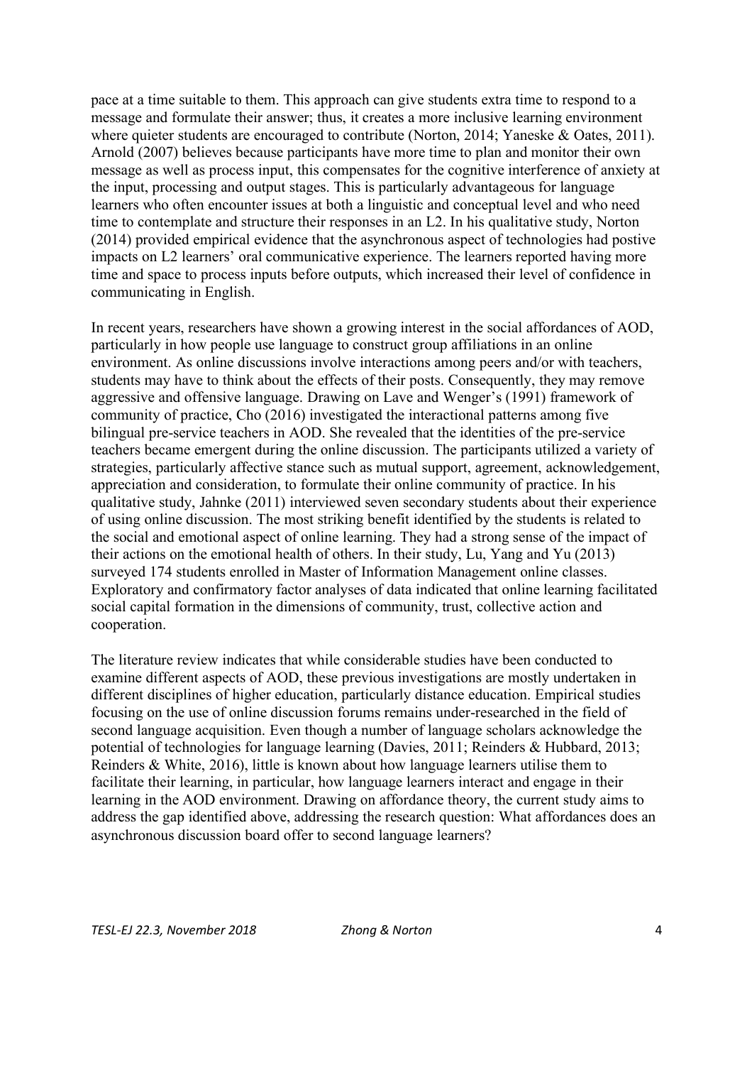pace at a time suitable to them. This approach can give students extra time to respond to a message and formulate their answer; thus, it creates a more inclusive learning environment where quieter students are encouraged to contribute (Norton, 2014; Yaneske & Oates, 2011). Arnold (2007) believes because participants have more time to plan and monitor their own message as well as process input, this compensates for the cognitive interference of anxiety at the input, processing and output stages. This is particularly advantageous for language learners who often encounter issues at both a linguistic and conceptual level and who need time to contemplate and structure their responses in an L2. In his qualitative study, Norton (2014) provided empirical evidence that the asynchronous aspect of technologies had postive impacts on L2 learners' oral communicative experience. The learners reported having more time and space to process inputs before outputs, which increased their level of confidence in communicating in English.

In recent years, researchers have shown a growing interest in the social affordances of AOD, particularly in how people use language to construct group affiliations in an online environment. As online discussions involve interactions among peers and/or with teachers, students may have to think about the effects of their posts. Consequently, they may remove aggressive and offensive language. Drawing on Lave and Wenger's (1991) framework of community of practice, Cho (2016) investigated the interactional patterns among five bilingual pre-service teachers in AOD. She revealed that the identities of the pre-service teachers became emergent during the online discussion. The participants utilized a variety of strategies, particularly affective stance such as mutual support, agreement, acknowledgement, appreciation and consideration, to formulate their online community of practice. In his qualitative study, Jahnke (2011) interviewed seven secondary students about their experience of using online discussion. The most striking benefit identified by the students is related to the social and emotional aspect of online learning. They had a strong sense of the impact of their actions on the emotional health of others. In their study, Lu, Yang and Yu (2013) surveyed 174 students enrolled in Master of Information Management online classes. Exploratory and confirmatory factor analyses of data indicated that online learning facilitated social capital formation in the dimensions of community, trust, collective action and cooperation.

The literature review indicates that while considerable studies have been conducted to examine different aspects of AOD, these previous investigations are mostly undertaken in different disciplines of higher education, particularly distance education. Empirical studies focusing on the use of online discussion forums remains under-researched in the field of second language acquisition. Even though a number of language scholars acknowledge the potential of technologies for language learning (Davies, 2011; Reinders & Hubbard, 2013; Reinders & White, 2016), little is known about how language learners utilise them to facilitate their learning, in particular, how language learners interact and engage in their learning in the AOD environment. Drawing on affordance theory, the current study aims to address the gap identified above, addressing the research question: What affordances does an asynchronous discussion board offer to second language learners?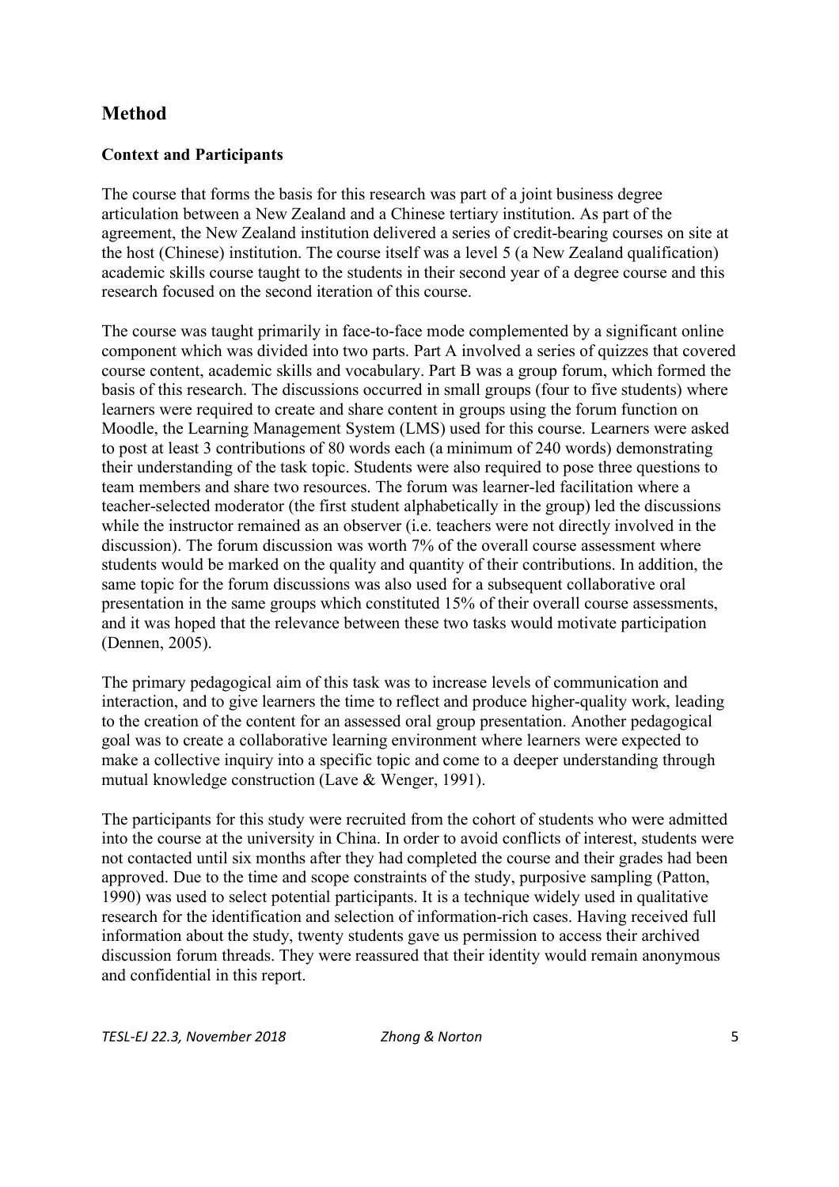## Method

### Context and Participants

The course that forms the basis for this research was part of a joint business degree articulation between a New Zealand and a Chinese tertiary institution. As part of the agreement, the New Zealand institution delivered a series of credit-bearing courses on site at the host (Chinese) institution. The course itself was a level 5 (a New Zealand qualification) academic skills course taught to the students in their second year of a degree course and this research focused on the second iteration of this course.

The course was taught primarily in face-to-face mode complemented by a significant online component which was divided into two parts. Part A involved a series of quizzes that covered course content, academic skills and vocabulary. Part B was a group forum, which formed the basis of this research. The discussions occurred in small groups (four to five students) where learners were required to create and share content in groups using the forum function on Moodle, the Learning Management System (LMS) used for this course. Learners were asked to post at least 3 contributions of 80 words each (a minimum of 240 words) demonstrating their understanding of the task topic. Students were also required to pose three questions to team members and share two resources. The forum was learner-led facilitation where a teacher-selected moderator (the first student alphabetically in the group) led the discussions while the instructor remained as an observer (i.e. teachers were not directly involved in the discussion). The forum discussion was worth 7% of the overall course assessment where students would be marked on the quality and quantity of their contributions. In addition, the same topic for the forum discussions was also used for a subsequent collaborative oral presentation in the same groups which constituted 15% of their overall course assessments, and it was hoped that the relevance between these two tasks would motivate participation (Dennen, 2005).

The primary pedagogical aim of this task was to increase levels of communication and interaction, and to give learners the time to reflect and produce higher-quality work, leading to the creation of the content for an assessed oral group presentation. Another pedagogical goal was to create a collaborative learning environment where learners were expected to make a collective inquiry into a specific topic and come to a deeper understanding through mutual knowledge construction (Lave & Wenger, 1991).

The participants for this study were recruited from the cohort of students who were admitted into the course at the university in China. In order to avoid conflicts of interest, students were not contacted until six months after they had completed the course and their grades had been approved. Due to the time and scope constraints of the study, purposive sampling (Patton, 1990) was used to select potential participants. It is a technique widely used in qualitative research for the identification and selection of information-rich cases. Having received full information about the study, twenty students gave us permission to access their archived discussion forum threads. They were reassured that their identity would remain anonymous and confidential in this report.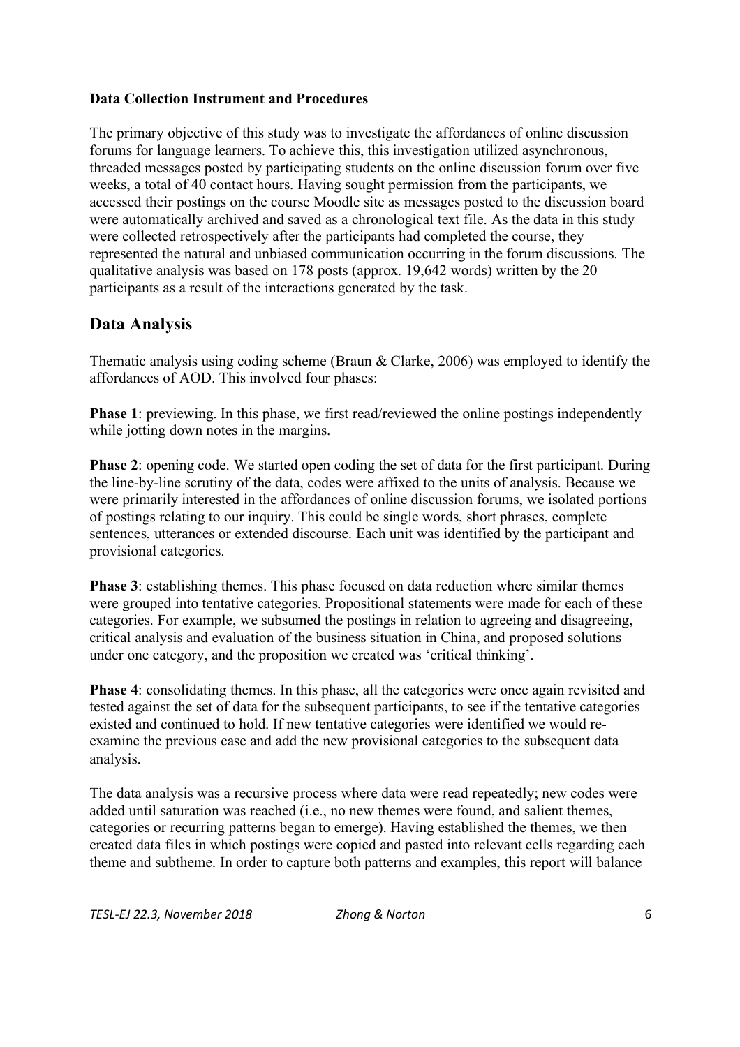**Data Collection Instrument and Procedures**

The primary objective of this study was to investigate the affordances of online discussion forums for language learners. To achieve this, this investigation utilized asynchronous, threaded messages posted by participating students on the online discussion forum over five weeks, a total of 40 contact hours. Having sought permission from the participants, we accessed their postings on the course Moodle site as messages posted to the discussion board were automatically archived and saved as a chronological text file. As the data in this study were collected retrospectively after the participants had completed the course, they represented the natural and unbiased communication occurring in the forum discussions. The qualitative analysis was based on 178 posts (approx. 19,642 words) written by the 20 participants as a result of the interactions generated by the task.

## Data Analysis

Thematic analysis using coding scheme (Braun & Clarke, 2006) was employed to identify the affordances of AOD. This involved four phases:

**Phase 1**: previewing. In this phase, we first read/reviewed the online postings independently while jotting down notes in the margins.

**Phase 2**: opening code. We started open coding the set of data for the first participant. During the line-by-line scrutiny of the data, codes were affixed to the units of analysis. Because we were primarily interested in the affordances of online discussion forums, we isolated portions of postings relating to our inquiry. This could be single words, short phrases, complete sentences, utterances or extended discourse. Each unit was identified by the participant and provisional categories.

**Phase 3**: establishing themes. This phase focused on data reduction where similar themes were grouped into tentative categories. Propositional statements were made for each of these categories. For example, we subsumed the postings in relation to agreeing and disagreeing, critical analysis and evaluation of the business situation in China, and proposed solutions under one category, and the proposition we created was 'critical thinking'.

**Phase 4**: consolidating themes. In this phase, all the categories were once again revisited and tested against the set of data for the subsequent participants, to see if the tentative categories existed and continued to hold. If new tentative categories were identified we would re-examine the previous case and add the new provisional categories to the subsequent data analysis.

The data analysis was a recursive process where data were read repeatedly; new codes were added until saturation was reached (i.e., no new themes were found, and salient themes, categories or recurring patterns began to emerge). Having established the themes, we then created data files in which postings were copied and pasted into relevant cells regarding each theme and subtheme. In order to capture both patterns and examples, this report will balance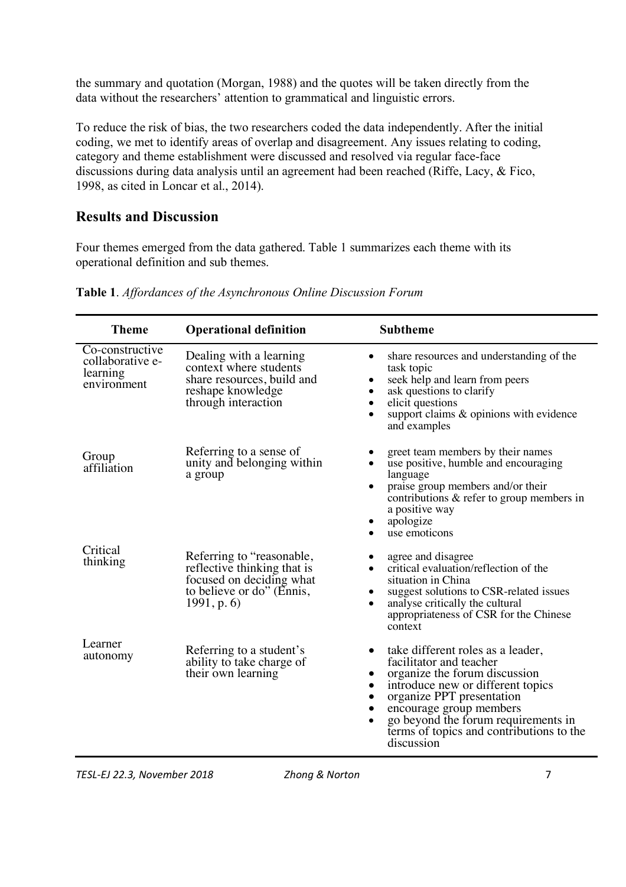the summary and quotation (Morgan, 1988) and the quotes will be taken directly from the data without the researchers' attention to grammatical and linguistic errors.

To reduce the risk of bias, the two researchers coded the data independently. After the initial coding, we met to identify areas of overlap and disagreement. Any issues relating to coding, category and theme establishment were discussed and resolved via regular face-face discussions during data analysis until an agreement had been reached (Riffe, Lacy, & Fico, 1998, as cited in Loncar et al., 2014).

## Results and Discussion

Four themes emerged from the data gathered. Table 1 summarizes each theme with its operational definition and sub themes.

**Table 1**. *Affordances of the Asynchronous Online Discussion Forum*

| Theme | Operational definition | Subtheme |
|---|---|---|
| Co-constructive collaborative e-learning environment | Dealing with a learning context where students share resources, build and reshape knowledge through interaction | • share resources and understanding of the task topic<br>• seek help and learn from peers<br>• ask questions to clarify<br>• elicit questions<br>• support claims & opinions with evidence and examples |
| Group affiliation | Referring to a sense of unity and belonging within a group | • greet team members by their names<br>• use positive, humble and encouraging language<br>• praise group members and/or their contributions & refer to group members in a positive way<br>• apologize<br>• use emoticons |
| Critical thinking | Referring to "reasonable, reflective thinking that is focused on deciding what to believe or do" (Ennis, 1991, p. 6) | • agree and disagree<br>• critical evaluation/reflection of the situation in China<br>• suggest solutions to CSR-related issues<br>• analyse critically the cultural appropriateness of CSR for the Chinese context |
| Learner autonomy | Referring to a student's ability to take charge of their own learning | • take different roles as a leader, facilitator and teacher<br>• organize the forum discussion<br>• introduce new or different topics<br>• organize PPT presentation<br>• encourage group members<br>• go beyond the forum requirements in terms of topics and contributions to the discussion |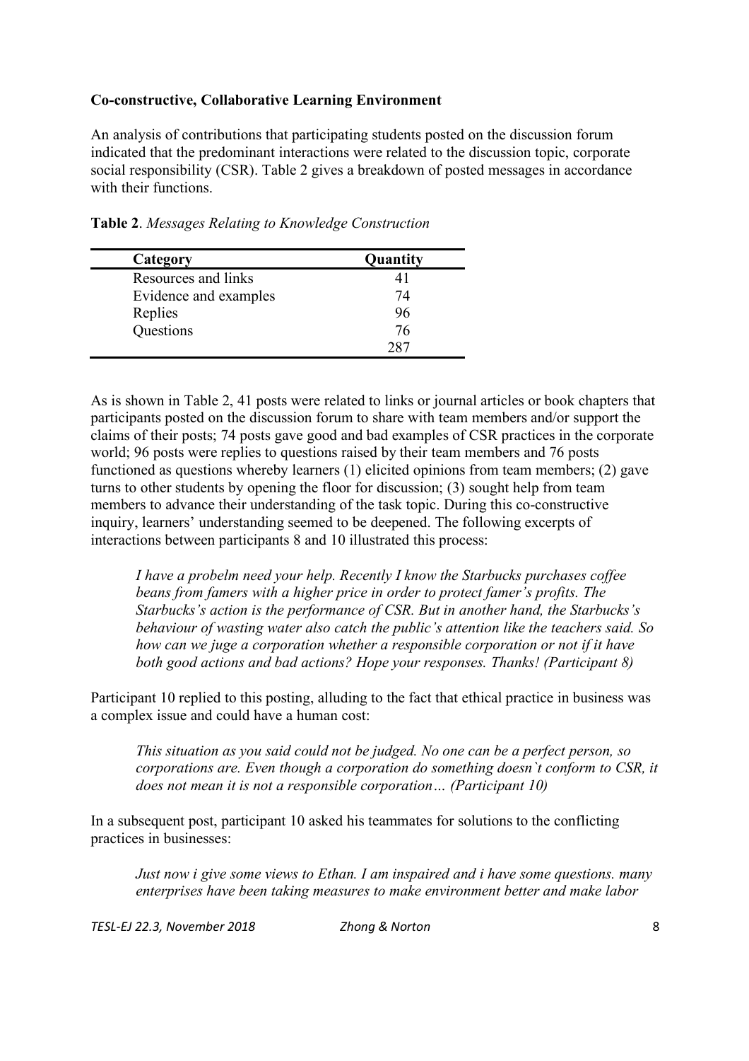### Co-constructive, Collaborative Learning Environment

An analysis of contributions that participating students posted on the discussion forum indicated that the predominant interactions were related to the discussion topic, corporate social responsibility (CSR). Table 2 gives a breakdown of posted messages in accordance with their functions.

**Table 2**. *Messages Relating to Knowledge Construction*

| Category | Quantity |
|---|---|
| Resources and links | 41 |
| Evidence and examples | 74 |
| Replies | 96 |
| Questions | 76 |
| | 287 |

As is shown in Table 2, 41 posts were related to links or journal articles or book chapters that participants posted on the discussion forum to share with team members and/or support the claims of their posts; 74 posts gave good and bad examples of CSR practices in the corporate world; 96 posts were replies to questions raised by their team members and 76 posts functioned as questions whereby learners (1) elicited opinions from team members; (2) gave turns to other students by opening the floor for discussion; (3) sought help from team members to advance their understanding of the task topic. During this co-constructive inquiry, learners' understanding seemed to be deepened. The following excerpts of interactions between participants 8 and 10 illustrated this process:

> *I have a probelm need your help. Recently I know the Starbucks purchases coffee beans from famers with a higher price in order to protect famer's profits. The Starbucks's action is the performance of CSR. But in another hand, the Starbucks's behaviour of wasting water also catch the public's attention like the teachers said. So how can we juge a corporation whether a responsible corporation or not if it have both good actions and bad actions? Hope your responses. Thanks! (Participant 8)*

Participant 10 replied to this posting, alluding to the fact that ethical practice in business was a complex issue and could have a human cost:

> *This situation as you said could not be judged. No one can be a perfect person, so corporations are. Even though a corporation do something doesn`t conform to CSR, it does not mean it is not a responsible corporation… (Participant 10)*

In a subsequent post, participant 10 asked his teammates for solutions to the conflicting practices in businesses:

> *Just now i give some views to Ethan. I am inspaired and i have some questions. many enterprises have been taking measures to make environment better and make labor*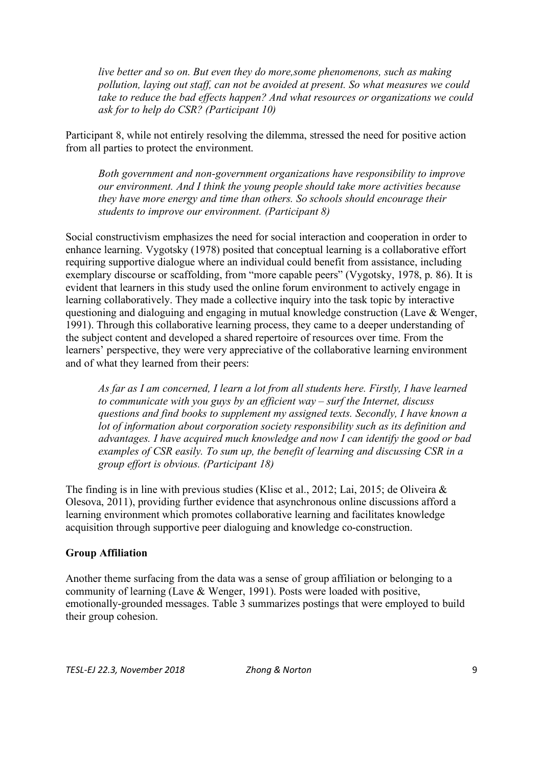*live better and so on. But even they do more,some phenomenons, such as making pollution, laying out staff, can not be avoided at present. So what measures we could take to reduce the bad effects happen? And what resources or organizations we could ask for to help do CSR? (Participant 10)*

Participant 8, while not entirely resolving the dilemma, stressed the need for positive action from all parties to protect the environment.

> *Both government and non-government organizations have responsibility to improve our environment. And I think the young people should take more activities because they have more energy and time than others. So schools should encourage their students to improve our environment. (Participant 8)*

Social constructivism emphasizes the need for social interaction and cooperation in order to enhance learning. Vygotsky (1978) posited that conceptual learning is a collaborative effort requiring supportive dialogue where an individual could benefit from assistance, including exemplary discourse or scaffolding, from "more capable peers" (Vygotsky, 1978, p. 86). It is evident that learners in this study used the online forum environment to actively engage in learning collaboratively. They made a collective inquiry into the task topic by interactive questioning and dialoguing and engaging in mutual knowledge construction (Lave & Wenger, 1991). Through this collaborative learning process, they came to a deeper understanding of the subject content and developed a shared repertoire of resources over time. From the learners' perspective, they were very appreciative of the collaborative learning environment and of what they learned from their peers:

> *As far as I am concerned, I learn a lot from all students here. Firstly, I have learned to communicate with you guys by an efficient way – surf the Internet, discuss questions and find books to supplement my assigned texts. Secondly, I have known a lot of information about corporation society responsibility such as its definition and advantages. I have acquired much knowledge and now I can identify the good or bad examples of CSR easily. To sum up, the benefit of learning and discussing CSR in a group effort is obvious. (Participant 18)*

The finding is in line with previous studies (Klisc et al., 2012; Lai, 2015; de Oliveira & Olesova, 2011), providing further evidence that asynchronous online discussions afford a learning environment which promotes collaborative learning and facilitates knowledge acquisition through supportive peer dialoguing and knowledge co-construction.

**Group Affiliation**

Another theme surfacing from the data was a sense of group affiliation or belonging to a community of learning (Lave & Wenger, 1991). Posts were loaded with positive, emotionally-grounded messages. Table 3 summarizes postings that were employed to build their group cohesion.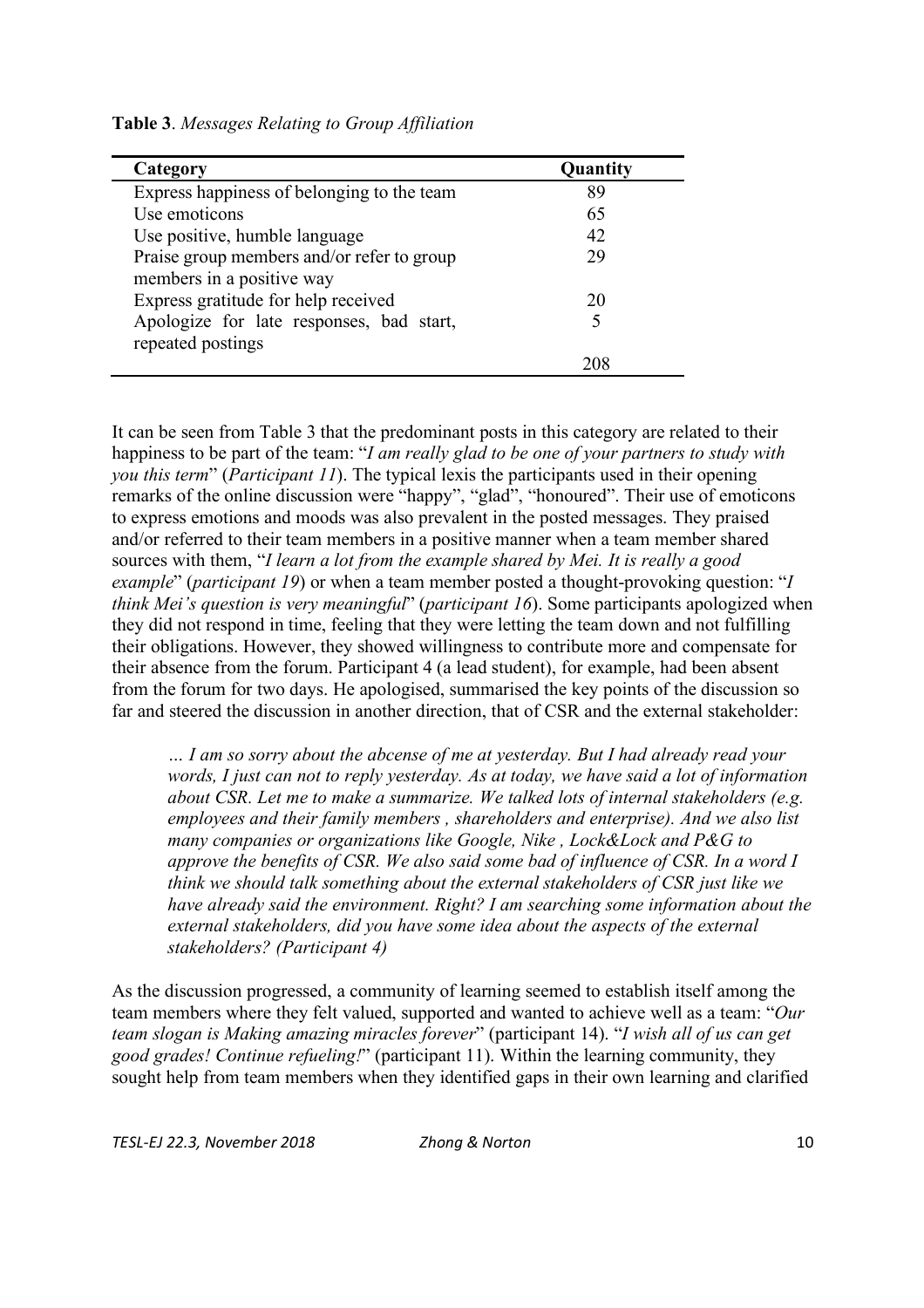**Table 3**. *Messages Relating to Group Affiliation*

| Category | Quantity |
|---|---|
| Express happiness of belonging to the team | 89 |
| Use emoticons | 65 |
| Use positive, humble language | 42 |
| Praise group members and/or refer to group members in a positive way | 29 |
| Express gratitude for help received | 20 |
| Apologize for late responses, bad start, repeated postings | 5 |
| | 208 |

It can be seen from Table 3 that the predominant posts in this category are related to their happiness to be part of the team: "*I am really glad to be one of your partners to study with you this term*" (*Participant 11*). The typical lexis the participants used in their opening remarks of the online discussion were "happy", "glad", "honoured". Their use of emoticons to express emotions and moods was also prevalent in the posted messages. They praised and/or referred to their team members in a positive manner when a team member shared sources with them, "*I learn a lot from the example shared by Mei. It is really a good example*" (*participant 19*) or when a team member posted a thought-provoking question: "*I think Mei's question is very meaningful*" (*participant 16*). Some participants apologized when they did not respond in time, feeling that they were letting the team down and not fulfilling their obligations. However, they showed willingness to contribute more and compensate for their absence from the forum. Participant 4 (a lead student), for example, had been absent from the forum for two days. He apologised, summarised the key points of the discussion so far and steered the discussion in another direction, that of CSR and the external stakeholder:

> *… I am so sorry about the abcense of me at yesterday. But I had already read your words, I just can not to reply yesterday. As at today, we have said a lot of information about CSR. Let me to make a summarize. We talked lots of internal stakeholders (e.g. employees and their family members , shareholders and enterprise). And we also list many companies or organizations like Google, Nike , Lock&Lock and P&G to approve the benefits of CSR. We also said some bad of influence of CSR. In a word I think we should talk something about the external stakeholders of CSR just like we have already said the environment. Right? I am searching some information about the external stakeholders, did you have some idea about the aspects of the external stakeholders? (Participant 4)*

As the discussion progressed, a community of learning seemed to establish itself among the team members where they felt valued, supported and wanted to achieve well as a team: "*Our team slogan is Making amazing miracles forever*" (participant 14). "*I wish all of us can get good grades! Continue refueling!*" (participant 11). Within the learning community, they sought help from team members when they identified gaps in their own learning and clarified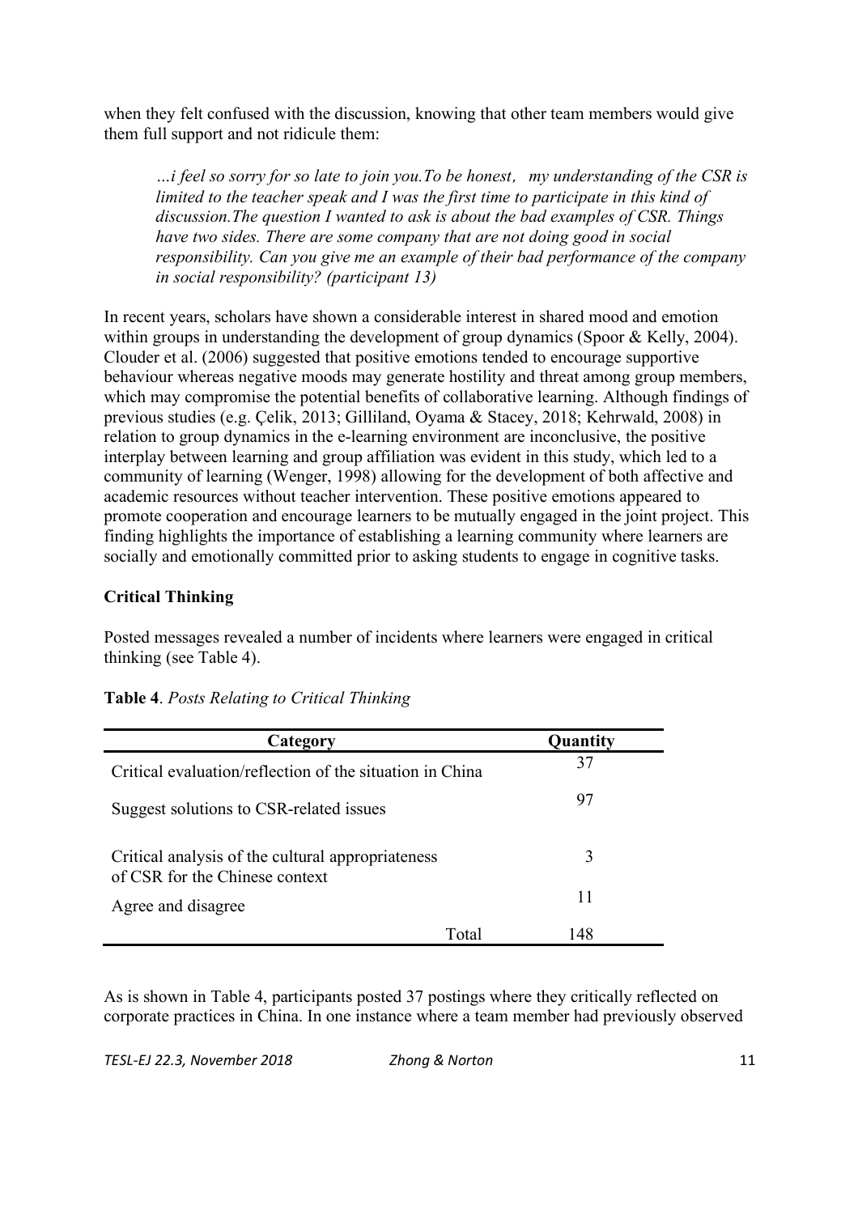when they felt confused with the discussion, knowing that other team members would give them full support and not ridicule them:

> *…i feel so sorry for so late to join you.To be honest， my understanding of the CSR is limited to the teacher speak and I was the first time to participate in this kind of discussion.The question I wanted to ask is about the bad examples of CSR. Things have two sides. There are some company that are not doing good in social responsibility. Can you give me an example of their bad performance of the company in social responsibility? (participant 13)*

In recent years, scholars have shown a considerable interest in shared mood and emotion within groups in understanding the development of group dynamics (Spoor & Kelly, 2004). Clouder et al. (2006) suggested that positive emotions tended to encourage supportive behaviour whereas negative moods may generate hostility and threat among group members, which may compromise the potential benefits of collaborative learning. Although findings of previous studies (e.g. Çelik, 2013; Gilliland, Oyama & Stacey, 2018; Kehrwald, 2008) in relation to group dynamics in the e-learning environment are inconclusive, the positive interplay between learning and group affiliation was evident in this study, which led to a community of learning (Wenger, 1998) allowing for the development of both affective and academic resources without teacher intervention. These positive emotions appeared to promote cooperation and encourage learners to be mutually engaged in the joint project. This finding highlights the importance of establishing a learning community where learners are socially and emotionally committed prior to asking students to engage in cognitive tasks.

## Critical Thinking

Posted messages revealed a number of incidents where learners were engaged in critical thinking (see Table 4).

**Table 4**. *Posts Relating to Critical Thinking*

| Category | Quantity |
|---|---|
| Critical evaluation/reflection of the situation in China | 37 |
| Suggest solutions to CSR-related issues | 97 |
| Critical analysis of the cultural appropriateness of CSR for the Chinese context | 3 |
| Agree and disagree | 11 |
| Total | 148 |

As is shown in Table 4, participants posted 37 postings where they critically reflected on corporate practices in China. In one instance where a team member had previously observed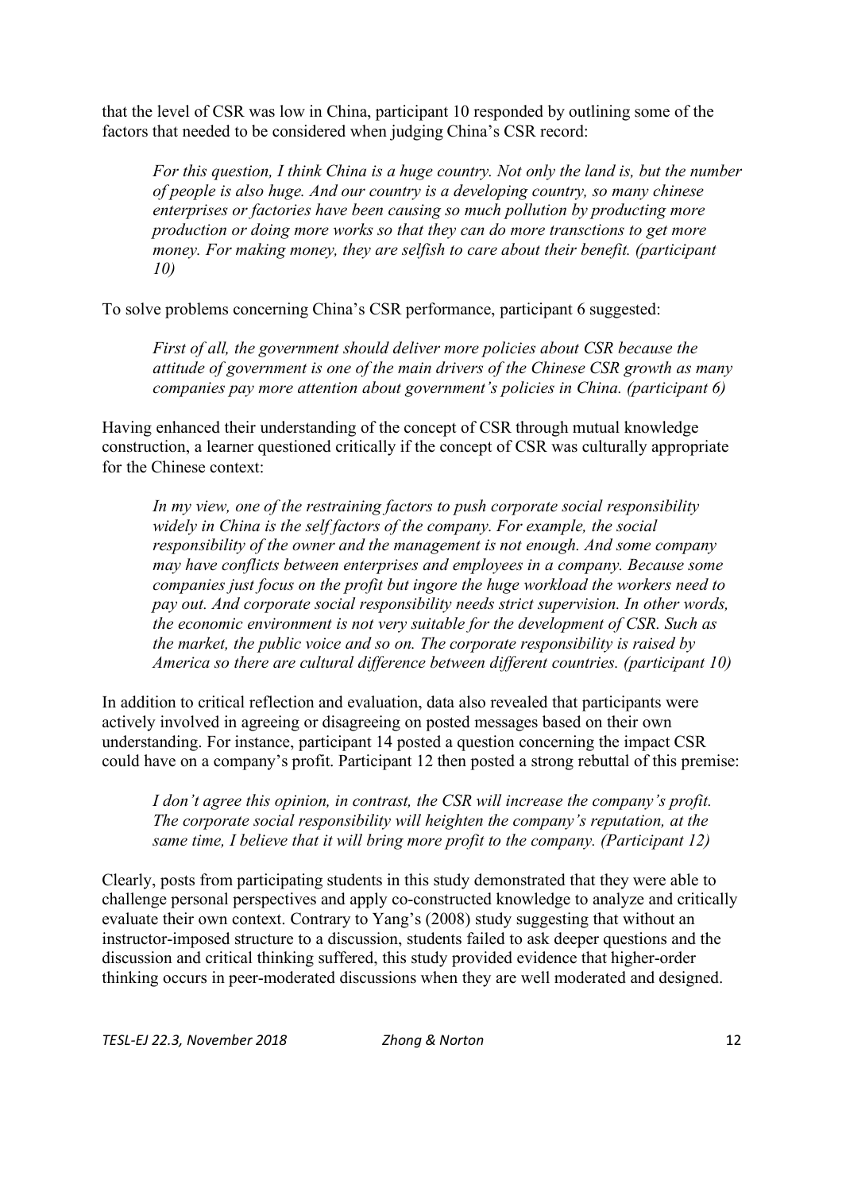that the level of CSR was low in China, participant 10 responded by outlining some of the factors that needed to be considered when judging China's CSR record:

> *For this question, I think China is a huge country. Not only the land is, but the number of people is also huge. And our country is a developing country, so many chinese enterprises or factories have been causing so much pollution by producting more production or doing more works so that they can do more transctions to get more money. For making money, they are selfish to care about their benefit. (participant 10)*

To solve problems concerning China's CSR performance, participant 6 suggested:

> *First of all, the government should deliver more policies about CSR because the attitude of government is one of the main drivers of the Chinese CSR growth as many companies pay more attention about government's policies in China. (participant 6)*

Having enhanced their understanding of the concept of CSR through mutual knowledge construction, a learner questioned critically if the concept of CSR was culturally appropriate for the Chinese context:

> *In my view, one of the restraining factors to push corporate social responsibility widely in China is the self factors of the company. For example, the social responsibility of the owner and the management is not enough. And some company may have conflicts between enterprises and employees in a company. Because some companies just focus on the profit but ingore the huge workload the workers need to pay out. And corporate social responsibility needs strict supervision. In other words, the economic environment is not very suitable for the development of CSR. Such as the market, the public voice and so on. The corporate responsibility is raised by America so there are cultural difference between different countries. (participant 10)*

In addition to critical reflection and evaluation, data also revealed that participants were actively involved in agreeing or disagreeing on posted messages based on their own understanding. For instance, participant 14 posted a question concerning the impact CSR could have on a company's profit. Participant 12 then posted a strong rebuttal of this premise:

> *I don't agree this opinion, in contrast, the CSR will increase the company's profit. The corporate social responsibility will heighten the company's reputation, at the same time, I believe that it will bring more profit to the company. (Participant 12)*

Clearly, posts from participating students in this study demonstrated that they were able to challenge personal perspectives and apply co-constructed knowledge to analyze and critically evaluate their own context. Contrary to Yang's (2008) study suggesting that without an instructor-imposed structure to a discussion, students failed to ask deeper questions and the discussion and critical thinking suffered, this study provided evidence that higher-order thinking occurs in peer-moderated discussions when they are well moderated and designed.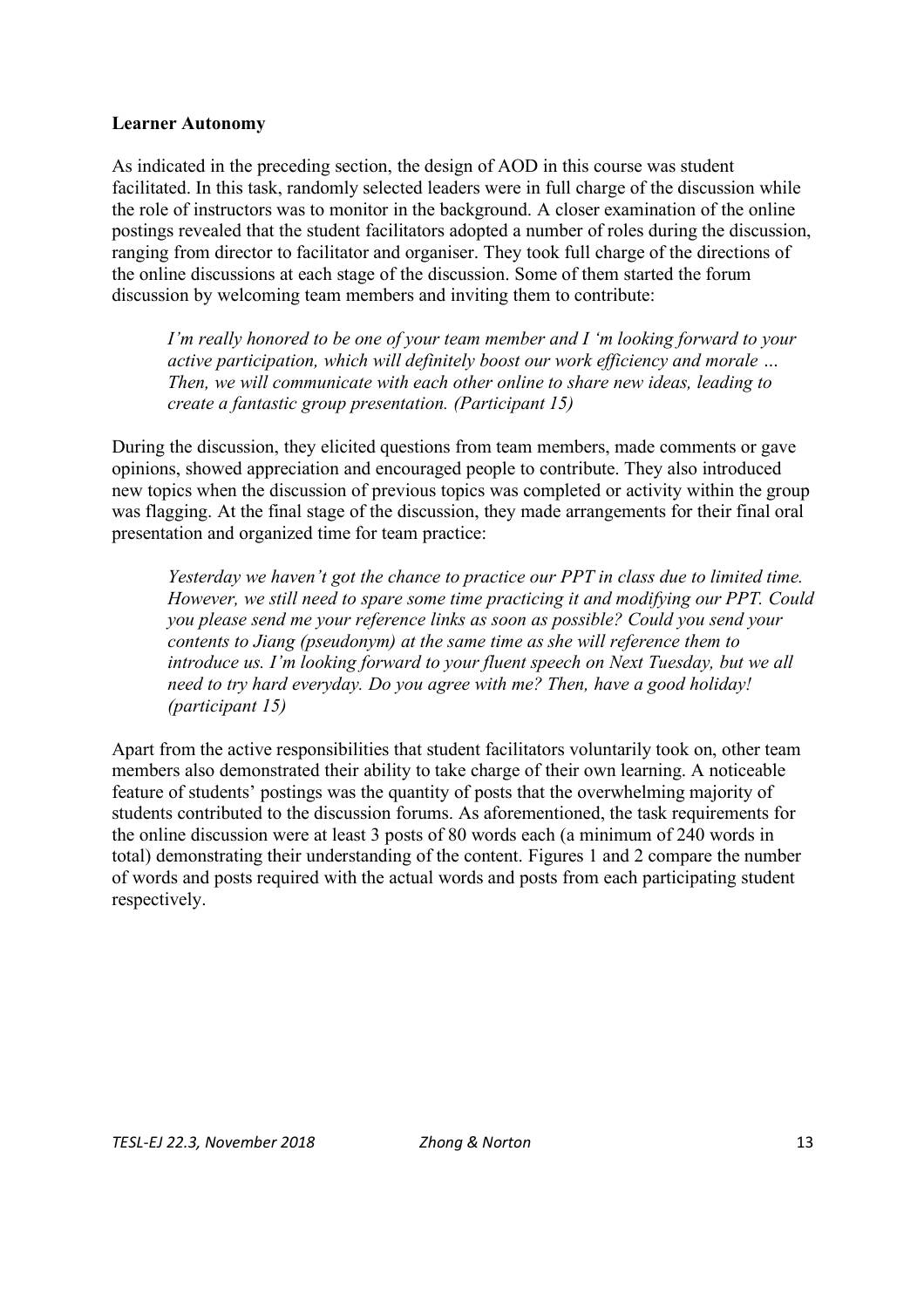**Learner Autonomy**

As indicated in the preceding section, the design of AOD in this course was student facilitated. In this task, randomly selected leaders were in full charge of the discussion while the role of instructors was to monitor in the background. A closer examination of the online postings revealed that the student facilitators adopted a number of roles during the discussion, ranging from director to facilitator and organiser. They took full charge of the directions of the online discussions at each stage of the discussion. Some of them started the forum discussion by welcoming team members and inviting them to contribute:

> *I'm really honored to be one of your team member and I 'm looking forward to your active participation, which will definitely boost our work efficiency and morale … Then, we will communicate with each other online to share new ideas, leading to create a fantastic group presentation. (Participant 15)*

During the discussion, they elicited questions from team members, made comments or gave opinions, showed appreciation and encouraged people to contribute. They also introduced new topics when the discussion of previous topics was completed or activity within the group was flagging. At the final stage of the discussion, they made arrangements for their final oral presentation and organized time for team practice:

> *Yesterday we haven't got the chance to practice our PPT in class due to limited time. However, we still need to spare some time practicing it and modifying our PPT. Could you please send me your reference links as soon as possible? Could you send your contents to Jiang (pseudonym) at the same time as she will reference them to introduce us. I'm looking forward to your fluent speech on Next Tuesday, but we all need to try hard everyday. Do you agree with me? Then, have a good holiday! (participant 15)*

Apart from the active responsibilities that student facilitators voluntarily took on, other team members also demonstrated their ability to take charge of their own learning. A noticeable feature of students' postings was the quantity of posts that the overwhelming majority of students contributed to the discussion forums. As aforementioned, the task requirements for the online discussion were at least 3 posts of 80 words each (a minimum of 240 words in total) demonstrating their understanding of the content. Figures 1 and 2 compare the number of words and posts required with the actual words and posts from each participating student respectively.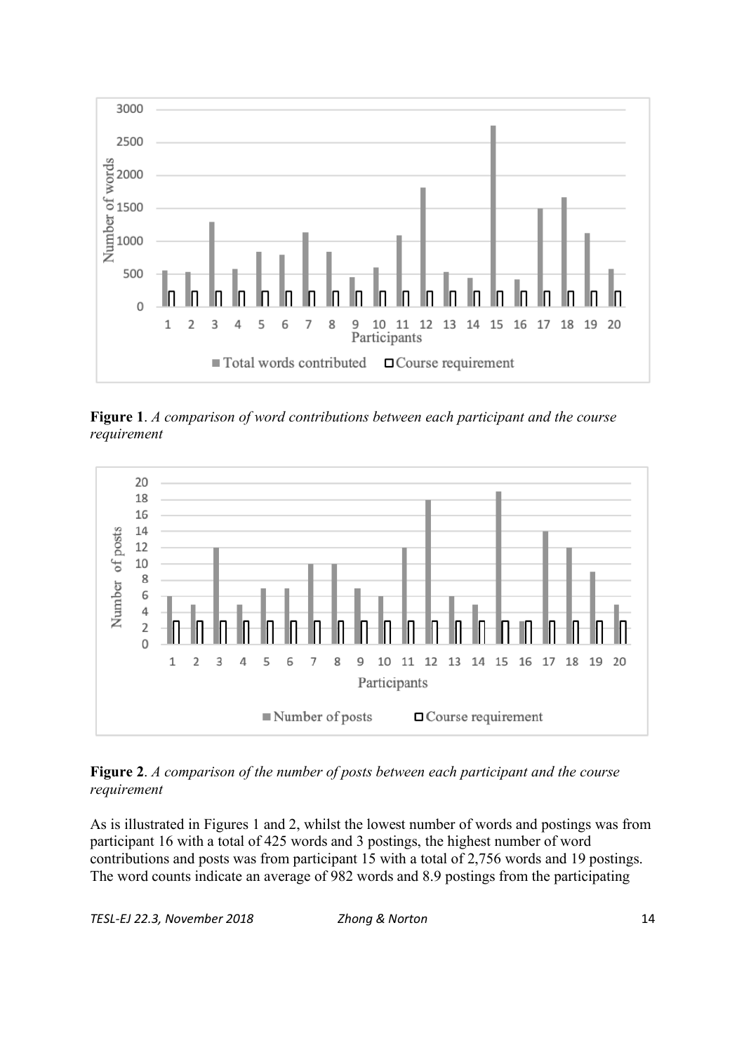**Figure 1**. *A comparison of word contributions between each participant and the course requirement*

**Figure 2**. *A comparison of the number of posts between each participant and the course requirement*

As is illustrated in Figures 1 and 2, whilst the lowest number of words and postings was from participant 16 with a total of 425 words and 3 postings, the highest number of word contributions and posts was from participant 15 with a total of 2,756 words and 19 postings. The word counts indicate an average of 982 words and 8.9 postings from the participating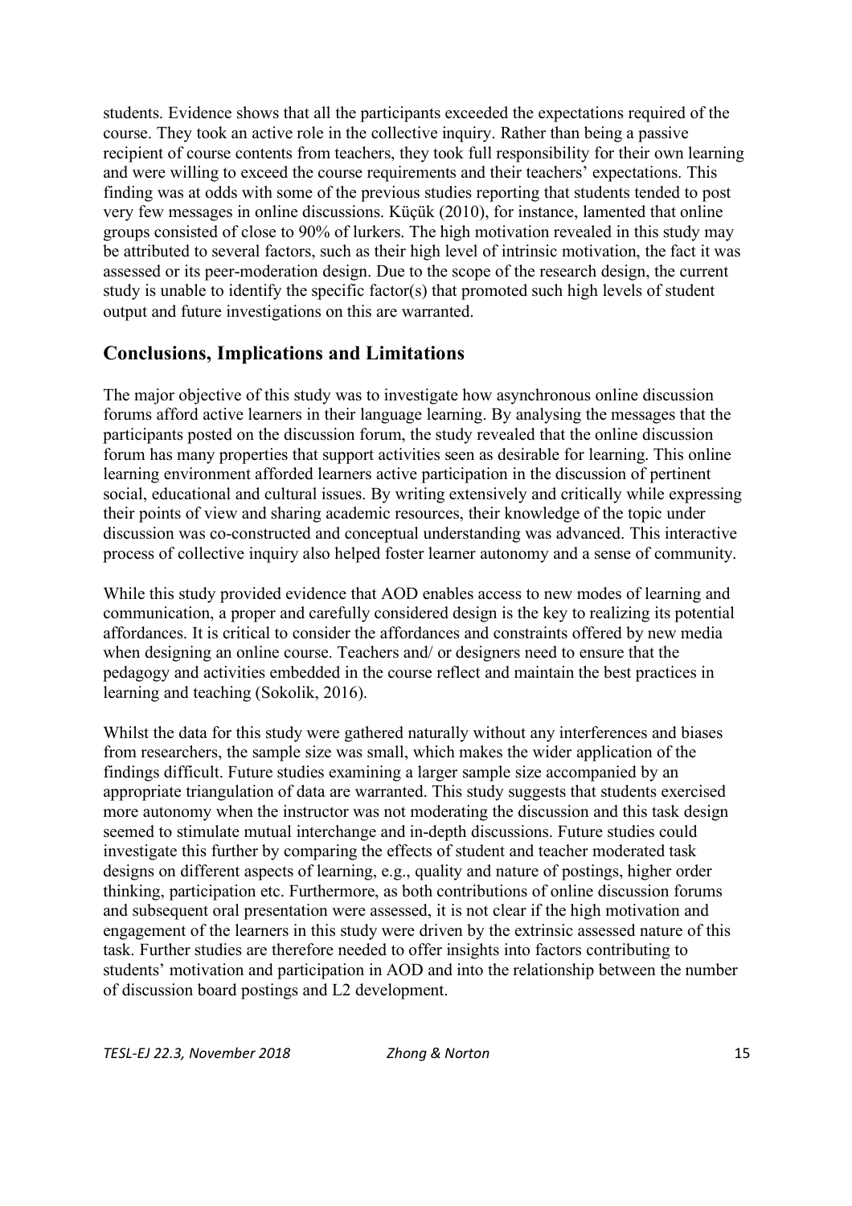students. Evidence shows that all the participants exceeded the expectations required of the course. They took an active role in the collective inquiry. Rather than being a passive recipient of course contents from teachers, they took full responsibility for their own learning and were willing to exceed the course requirements and their teachers' expectations. This finding was at odds with some of the previous studies reporting that students tended to post very few messages in online discussions. Küçük (2010), for instance, lamented that online groups consisted of close to 90% of lurkers. The high motivation revealed in this study may be attributed to several factors, such as their high level of intrinsic motivation, the fact it was assessed or its peer-moderation design. Due to the scope of the research design, the current study is unable to identify the specific factor(s) that promoted such high levels of student output and future investigations on this are warranted.

## Conclusions, Implications and Limitations

The major objective of this study was to investigate how asynchronous online discussion forums afford active learners in their language learning. By analysing the messages that the participants posted on the discussion forum, the study revealed that the online discussion forum has many properties that support activities seen as desirable for learning. This online learning environment afforded learners active participation in the discussion of pertinent social, educational and cultural issues. By writing extensively and critically while expressing their points of view and sharing academic resources, their knowledge of the topic under discussion was co-constructed and conceptual understanding was advanced. This interactive process of collective inquiry also helped foster learner autonomy and a sense of community.

While this study provided evidence that AOD enables access to new modes of learning and communication, a proper and carefully considered design is the key to realizing its potential affordances. It is critical to consider the affordances and constraints offered by new media when designing an online course. Teachers and/ or designers need to ensure that the pedagogy and activities embedded in the course reflect and maintain the best practices in learning and teaching (Sokolik, 2016).

Whilst the data for this study were gathered naturally without any interferences and biases from researchers, the sample size was small, which makes the wider application of the findings difficult. Future studies examining a larger sample size accompanied by an appropriate triangulation of data are warranted. This study suggests that students exercised more autonomy when the instructor was not moderating the discussion and this task design seemed to stimulate mutual interchange and in-depth discussions. Future studies could investigate this further by comparing the effects of student and teacher moderated task designs on different aspects of learning, e.g., quality and nature of postings, higher order thinking, participation etc. Furthermore, as both contributions of online discussion forums and subsequent oral presentation were assessed, it is not clear if the high motivation and engagement of the learners in this study were driven by the extrinsic assessed nature of this task. Further studies are therefore needed to offer insights into factors contributing to students' motivation and participation in AOD and into the relationship between the number of discussion board postings and L2 development.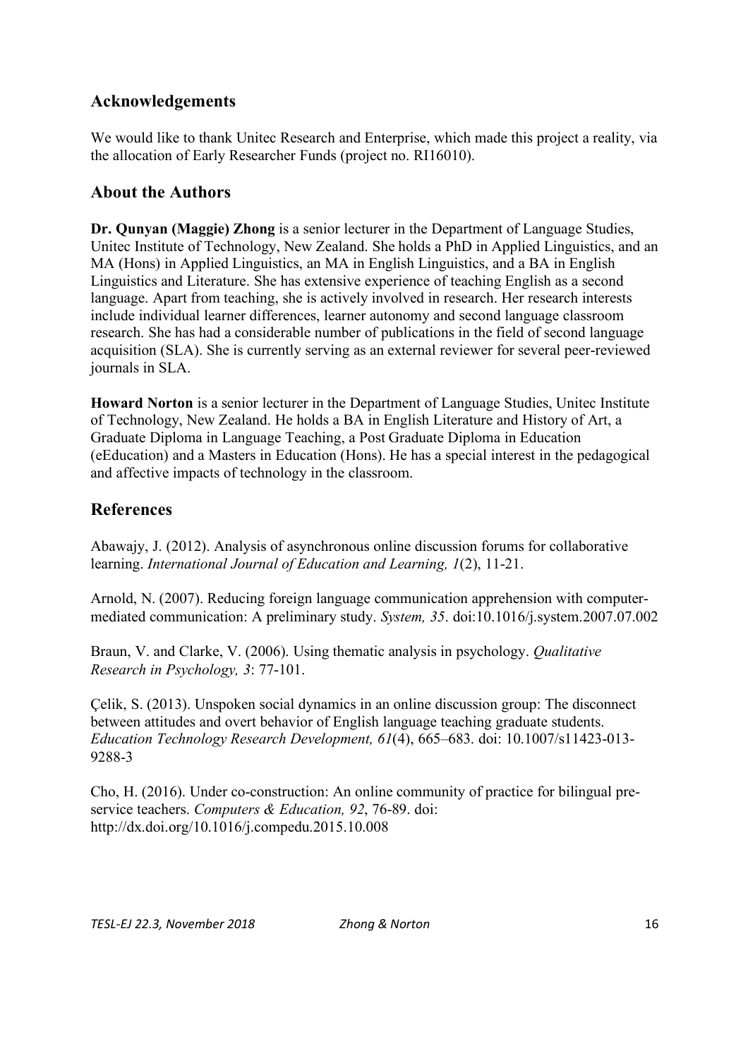## Acknowledgements

We would like to thank Unitec Research and Enterprise, which made this project a reality, via the allocation of Early Researcher Funds (project no. RI16010).

## About the Authors

**Dr. Qunyan (Maggie) Zhong** is a senior lecturer in the Department of Language Studies, Unitec Institute of Technology, New Zealand. She holds a PhD in Applied Linguistics, and an MA (Hons) in Applied Linguistics, an MA in English Linguistics, and a BA in English Linguistics and Literature. She has extensive experience of teaching English as a second language. Apart from teaching, she is actively involved in research. Her research interests include individual learner differences, learner autonomy and second language classroom research. She has had a considerable number of publications in the field of second language acquisition (SLA). She is currently serving as an external reviewer for several peer-reviewed journals in SLA.

**Howard Norton** is a senior lecturer in the Department of Language Studies, Unitec Institute of Technology, New Zealand. He holds a BA in English Literature and History of Art, a Graduate Diploma in Language Teaching, a Post Graduate Diploma in Education (eEducation) and a Masters in Education (Hons). He has a special interest in the pedagogical and affective impacts of technology in the classroom.

## References

Abawajy, J. (2012). Analysis of asynchronous online discussion forums for collaborative learning. *International Journal of Education and Learning, 1*(2), 11-21.

Arnold, N. (2007). Reducing foreign language communication apprehension with computer-mediated communication: A preliminary study. *System, 35*. doi:10.1016/j.system.2007.07.002

Braun, V. and Clarke, V. (2006). Using thematic analysis in psychology. *Qualitative Research in Psychology, 3*: 77-101.

Çelik, S. (2013). Unspoken social dynamics in an online discussion group: The disconnect between attitudes and overt behavior of English language teaching graduate students. *Education Technology Research Development, 61*(4), 665–683. doi: 10.1007/s11423-013-9288-3

Cho, H. (2016). Under co-construction: An online community of practice for bilingual pre-service teachers. *Computers & Education, 92*, 76-89. doi: http://dx.doi.org/10.1016/j.compedu.2015.10.008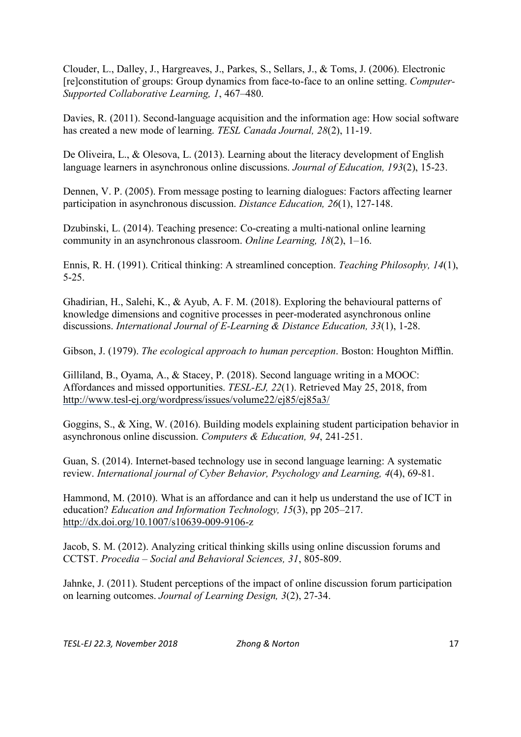Clouder, L., Dalley, J., Hargreaves, J., Parkes, S., Sellars, J., & Toms, J. (2006). Electronic [re]constitution of groups: Group dynamics from face-to-face to an online setting. *Computer-Supported Collaborative Learning, 1*, 467–480.

Davies, R. (2011). Second-language acquisition and the information age: How social software has created a new mode of learning. *TESL Canada Journal, 28*(2), 11-19.

De Oliveira, L., & Olesova, L. (2013). Learning about the literacy development of English language learners in asynchronous online discussions. *Journal of Education, 193*(2), 15-23.

Dennen, V. P. (2005). From message posting to learning dialogues: Factors affecting learner participation in asynchronous discussion. *Distance Education, 26*(1), 127-148.

Dzubinski, L. (2014). Teaching presence: Co-creating a multi-national online learning community in an asynchronous classroom. *Online Learning, 18*(2), 1–16.

Ennis, R. H. (1991). Critical thinking: A streamlined conception. *Teaching Philosophy, 14*(1), 5-25.

Ghadirian, H., Salehi, K., & Ayub, A. F. M. (2018). Exploring the behavioural patterns of knowledge dimensions and cognitive processes in peer-moderated asynchronous online discussions. *International Journal of E-Learning & Distance Education, 33*(1), 1-28.

Gibson, J. (1979). *The ecological approach to human perception*. Boston: Houghton Mifflin.

Gilliland, B., Oyama, A., & Stacey, P. (2018). Second language writing in a MOOC: Affordances and missed opportunities. *TESL-EJ, 22*(1). Retrieved May 25, 2018, from http://www.tesl-ej.org/wordpress/issues/volume22/ej85/ej85a3/

Goggins, S., & Xing, W. (2016). Building models explaining student participation behavior in asynchronous online discussion. *Computers & Education, 94*, 241-251.

Guan, S. (2014). Internet-based technology use in second language learning: A systematic review. *International journal of Cyber Behavior, Psychology and Learning, 4*(4), 69-81.

Hammond, M. (2010). What is an affordance and can it help us understand the use of ICT in education? *Education and Information Technology, 15*(3), pp 205–217. http://dx.doi.org/10.1007/s10639-009-9106-z

Jacob, S. M. (2012). Analyzing critical thinking skills using online discussion forums and CCTST. *Procedia – Social and Behavioral Sciences, 31*, 805-809.

Jahnke, J. (2011). Student perceptions of the impact of online discussion forum participation on learning outcomes. *Journal of Learning Design, 3*(2), 27-34.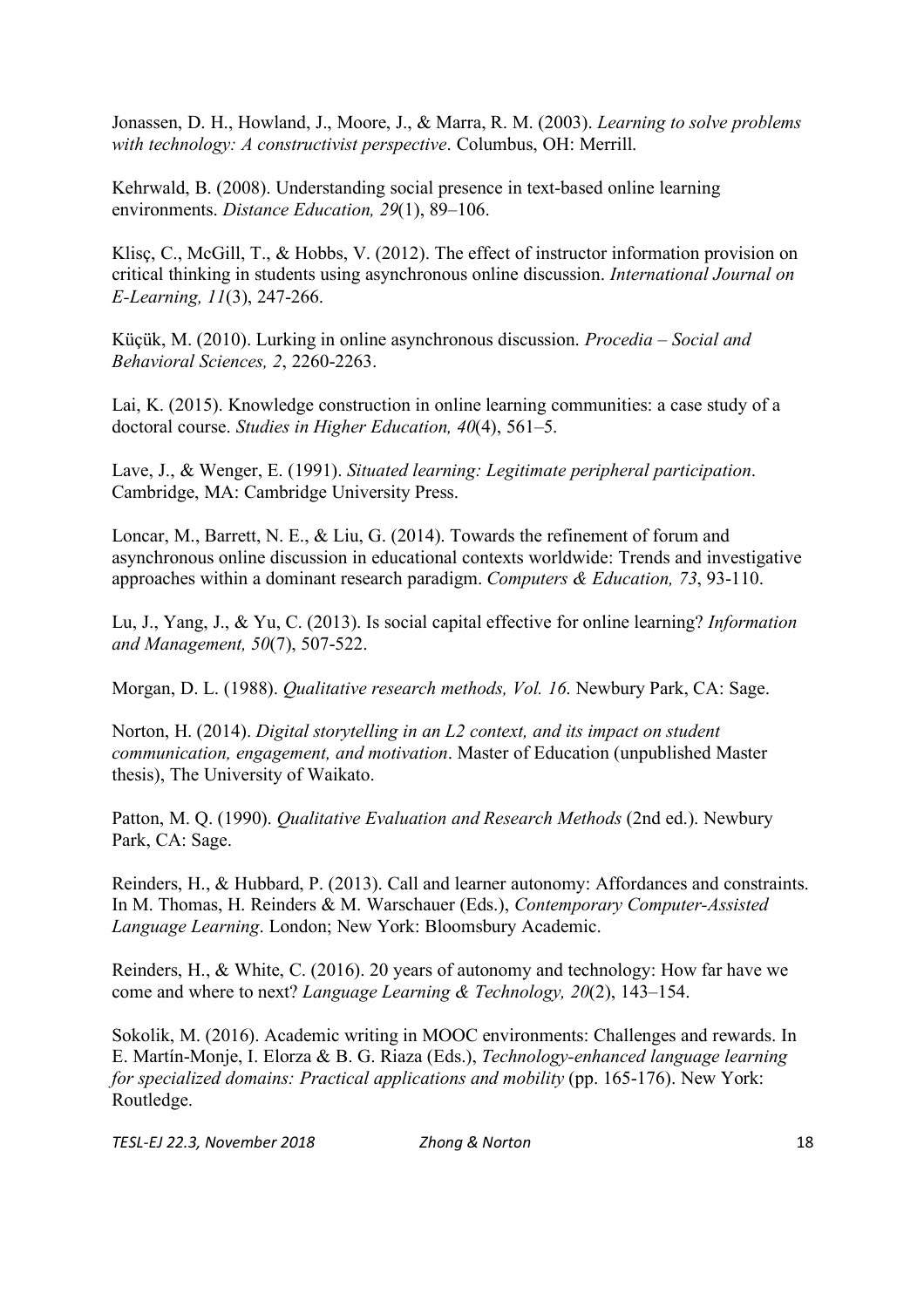Jonassen, D. H., Howland, J., Moore, J., & Marra, R. M. (2003). *Learning to solve problems with technology: A constructivist perspective*. Columbus, OH: Merrill.

Kehrwald, B. (2008). Understanding social presence in text-based online learning environments. *Distance Education, 29*(1), 89–106.

Klisç, C., McGill, T., & Hobbs, V. (2012). The effect of instructor information provision on critical thinking in students using asynchronous online discussion. *International Journal on E-Learning, 11*(3), 247-266.

Küçük, M. (2010). Lurking in online asynchronous discussion. *Procedia – Social and Behavioral Sciences, 2*, 2260-2263.

Lai, K. (2015). Knowledge construction in online learning communities: a case study of a doctoral course. *Studies in Higher Education, 40*(4), 561–5.

Lave, J., & Wenger, E. (1991). *Situated learning: Legitimate peripheral participation*. Cambridge, MA: Cambridge University Press.

Loncar, M., Barrett, N. E., & Liu, G. (2014). Towards the refinement of forum and asynchronous online discussion in educational contexts worldwide: Trends and investigative approaches within a dominant research paradigm. *Computers & Education, 73*, 93-110.

Lu, J., Yang, J., & Yu, C. (2013). Is social capital effective for online learning? *Information and Management, 50*(7), 507-522.

Morgan, D. L. (1988). *Qualitative research methods, Vol. 16*. Newbury Park, CA: Sage.

Norton, H. (2014). *Digital storytelling in an L2 context, and its impact on student communication, engagement, and motivation*. Master of Education (unpublished Master thesis), The University of Waikato.

Patton, M. Q. (1990). *Qualitative Evaluation and Research Methods* (2nd ed.). Newbury Park, CA: Sage.

Reinders, H., & Hubbard, P. (2013). Call and learner autonomy: Affordances and constraints. In M. Thomas, H. Reinders & M. Warschauer (Eds.), *Contemporary Computer-Assisted Language Learning*. London; New York: Bloomsbury Academic.

Reinders, H., & White, C. (2016). 20 years of autonomy and technology: How far have we come and where to next? *Language Learning & Technology, 20*(2), 143–154.

Sokolik, M. (2016). Academic writing in MOOC environments: Challenges and rewards. In E. Martín-Monje, I. Elorza & B. G. Riaza (Eds.), *Technology-enhanced language learning for specialized domains: Practical applications and mobility* (pp. 165-176). New York: Routledge.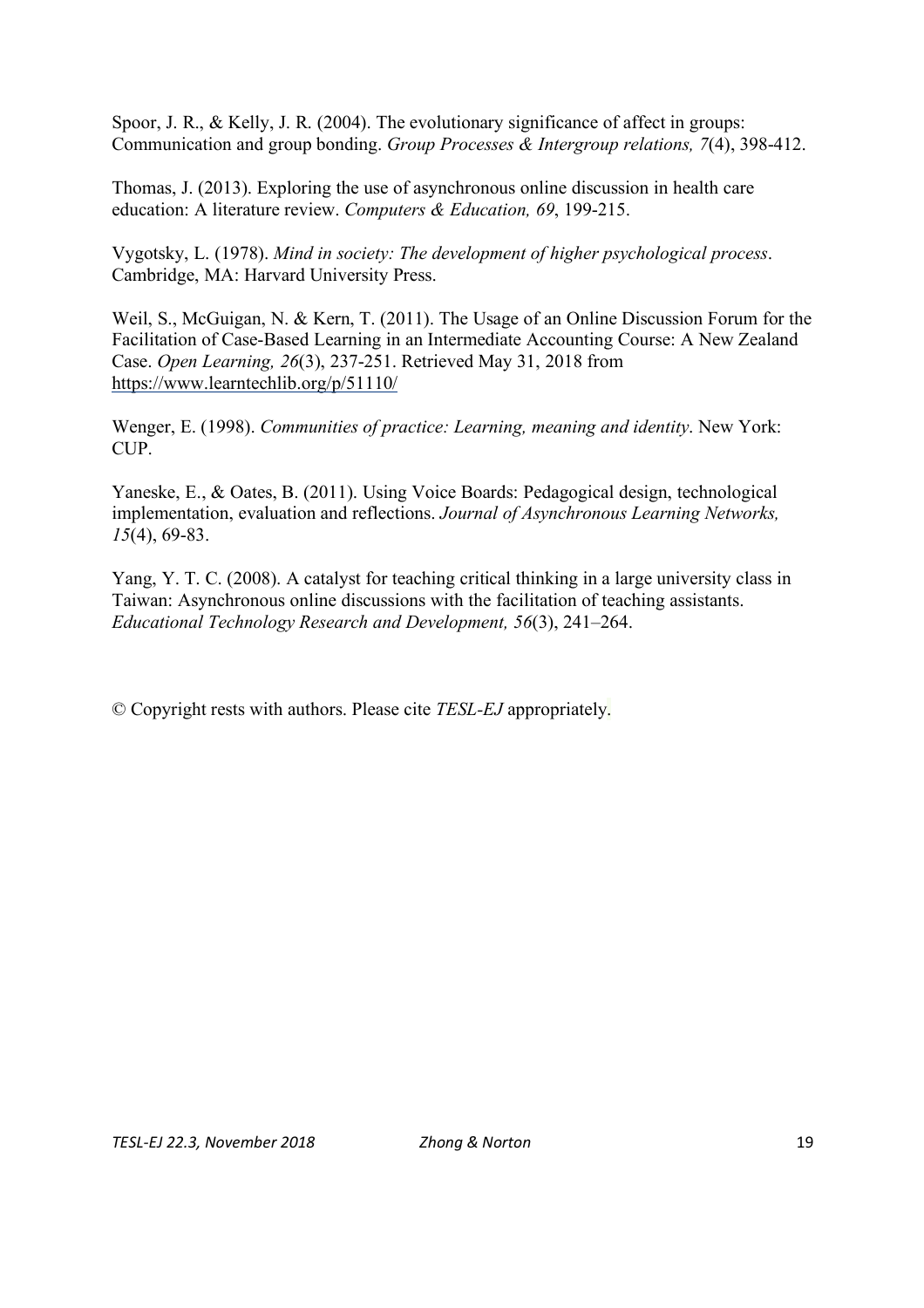Spoor, J. R., & Kelly, J. R. (2004). The evolutionary significance of affect in groups: Communication and group bonding. *Group Processes & Intergroup relations, 7*(4), 398-412.

Thomas, J. (2013). Exploring the use of asynchronous online discussion in health care education: A literature review. *Computers & Education, 69*, 199-215.

Vygotsky, L. (1978). *Mind in society: The development of higher psychological process*. Cambridge, MA: Harvard University Press.

Weil, S., McGuigan, N. & Kern, T. (2011). The Usage of an Online Discussion Forum for the Facilitation of Case-Based Learning in an Intermediate Accounting Course: A New Zealand Case. *Open Learning, 26*(3), 237-251. Retrieved May 31, 2018 from https://www.learntechlib.org/p/51110/

Wenger, E. (1998). *Communities of practice: Learning, meaning and identity*. New York: CUP.

Yaneske, E., & Oates, B. (2011). Using Voice Boards: Pedagogical design, technological implementation, evaluation and reflections. *Journal of Asynchronous Learning Networks, 15*(4), 69-83.

Yang, Y. T. C. (2008). A catalyst for teaching critical thinking in a large university class in Taiwan: Asynchronous online discussions with the facilitation of teaching assistants. *Educational Technology Research and Development, 56*(3), 241–264.

© Copyright rests with authors. Please cite *TESL-EJ* appropriately.